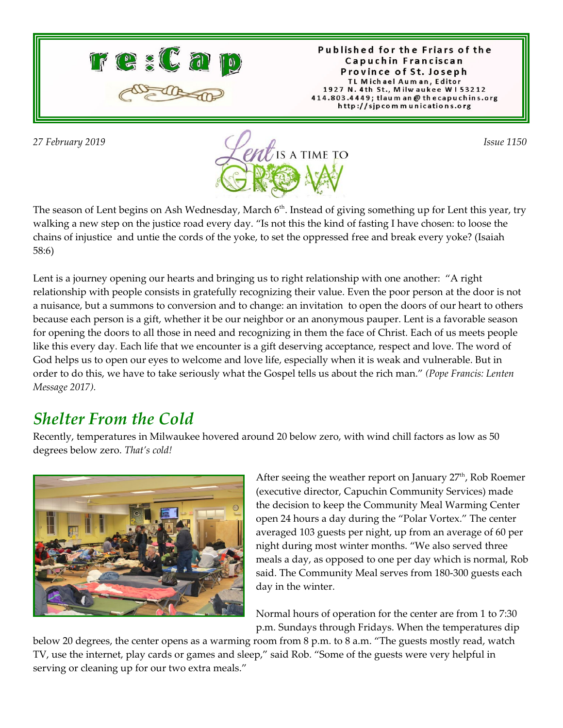# re:Cap

Published for the Friars of the Capuchin Franciscan Province of St. Joseph
TL Michael Auman, Editor
1927 N. 4th St., Milwaukee WI 53212
414.803.4449; tlauman@thecapuchins.org
http://sjpcommunications.org

*27 February 2019* | *Issue 1150*

Lent IS A TIME TO GROW

The season of Lent begins on Ash Wednesday, March 6th. Instead of giving something up for Lent this year, try walking a new step on the justice road every day. "Is not this the kind of fasting I have chosen: to loose the chains of injustice and untie the cords of the yoke, to set the oppressed free and break every yoke? (Isaiah 58:6)

Lent is a journey opening our hearts and bringing us to right relationship with one another: "A right relationship with people consists in gratefully recognizing their value. Even the poor person at the door is not a nuisance, but a summons to conversion and to change: an invitation to open the doors of our heart to others because each person is a gift, whether it be our neighbor or an anonymous pauper. Lent is a favorable season for opening the doors to all those in need and recognizing in them the face of Christ. Each of us meets people like this every day. Each life that we encounter is a gift deserving acceptance, respect and love. The word of God helps us to open our eyes to welcome and love life, especially when it is weak and vulnerable. But in order to do this, we have to take seriously what the Gospel tells us about the rich man." *(Pope Francis: Lenten Message 2017).*

## *Shelter From the Cold*

Recently, temperatures in Milwaukee hovered around 20 below zero, with wind chill factors as low as 50 degrees below zero. *That's cold!*

After seeing the weather report on January 27th, Rob Roemer (executive director, Capuchin Community Services) made the decision to keep the Community Meal Warming Center open 24 hours a day during the "Polar Vortex." The center averaged 103 guests per night, up from an average of 60 per night during most winter months. "We also served three meals a day, as opposed to one per day which is normal, Rob said. The Community Meal serves from 180-300 guests each day in the winter.

Normal hours of operation for the center are from 1 to 7:30 p.m. Sundays through Fridays. When the temperatures dip below 20 degrees, the center opens as a warming room from 8 p.m. to 8 a.m. "The guests mostly read, watch TV, use the internet, play cards or games and sleep," said Rob. "Some of the guests were very helpful in serving or cleaning up for our two extra meals."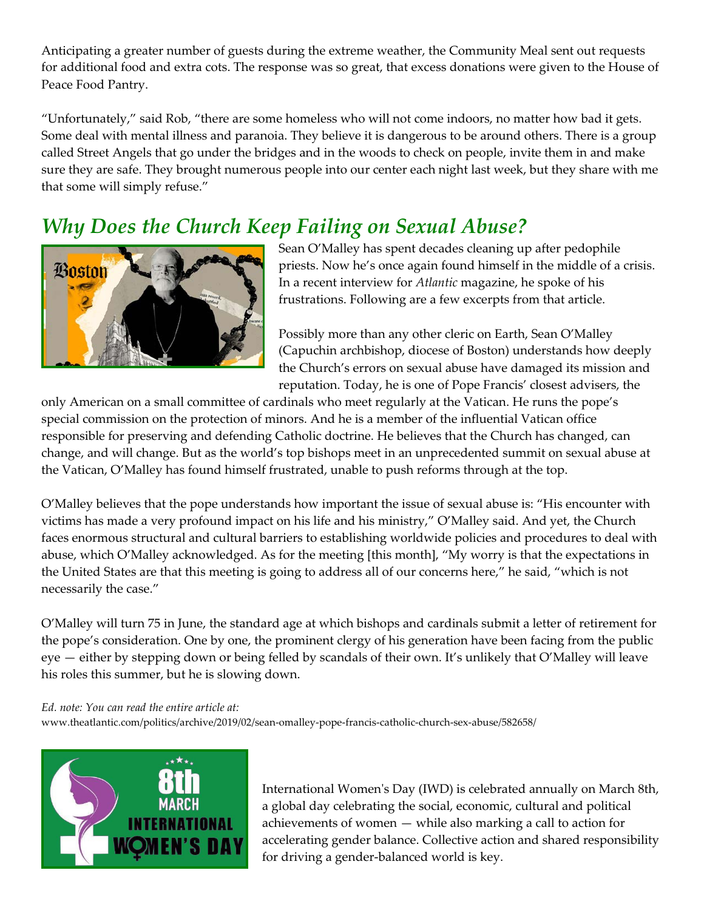Anticipating a greater number of guests during the extreme weather, the Community Meal sent out requests for additional food and extra cots. The response was so great, that excess donations were given to the House of Peace Food Pantry.

"Unfortunately," said Rob, "there are some homeless who will not come indoors, no matter how bad it gets. Some deal with mental illness and paranoia. They believe it is dangerous to be around others. There is a group called Street Angels that go under the bridges and in the woods to check on people, invite them in and make sure they are safe. They brought numerous people into our center each night last week, but they share with me that some will simply refuse."

## *Why Does the Church Keep Failing on Sexual Abuse?*

Sean O'Malley has spent decades cleaning up after pedophile priests. Now he's once again found himself in the middle of a crisis. In a recent interview for *Atlantic* magazine, he spoke of his frustrations. Following are a few excerpts from that article.

Possibly more than any other cleric on Earth, Sean O'Malley (Capuchin archbishop, diocese of Boston) understands how deeply the Church's errors on sexual abuse have damaged its mission and reputation. Today, he is one of Pope Francis' closest advisers, the only American on a small committee of cardinals who meet regularly at the Vatican. He runs the pope's special commission on the protection of minors. And he is a member of the influential Vatican office responsible for preserving and defending Catholic doctrine. He believes that the Church has changed, can change, and will change. But as the world's top bishops meet in an unprecedented summit on sexual abuse at the Vatican, O'Malley has found himself frustrated, unable to push reforms through at the top.

O'Malley believes that the pope understands how important the issue of sexual abuse is: "His encounter with victims has made a very profound impact on his life and his ministry," O'Malley said. And yet, the Church faces enormous structural and cultural barriers to establishing worldwide policies and procedures to deal with abuse, which O'Malley acknowledged. As for the meeting [this month], "My worry is that the expectations in the United States are that this meeting is going to address all of our concerns here," he said, "which is not necessarily the case."

O'Malley will turn 75 in June, the standard age at which bishops and cardinals submit a letter of retirement for the pope's consideration. One by one, the prominent clergy of his generation have been facing from the public eye — either by stepping down or being felled by scandals of their own. It's unlikely that O'Malley will leave his roles this summer, but he is slowing down.

*Ed. note: You can read the entire article at:*
www.theatlantic.com/politics/archive/2019/02/sean-omalley-pope-francis-catholic-church-sex-abuse/582658/

International Women's Day (IWD) is celebrated annually on March 8th, a global day celebrating the social, economic, cultural and political achievements of women — while also marking a call to action for accelerating gender balance. Collective action and shared responsibility for driving a gender-balanced world is key.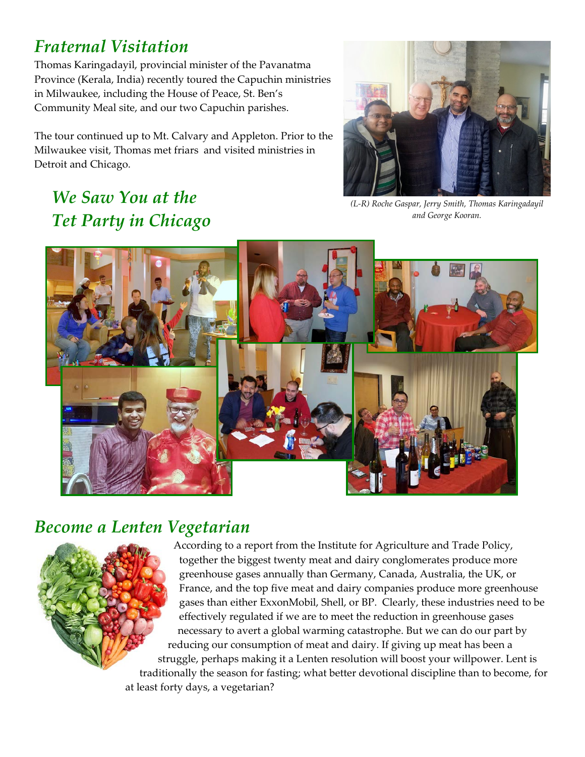## *Fraternal Visitation*

Thomas Karingadayil, provincial minister of the Pavanatma Province (Kerala, India) recently toured the Capuchin ministries in Milwaukee, including the House of Peace, St. Ben's Community Meal site, and our two Capuchin parishes.

The tour continued up to Mt. Calvary and Appleton. Prior to the Milwaukee visit, Thomas met friars and visited ministries in Detroit and Chicago.

*(L-R) Roche Gaspar, Jerry Smith, Thomas Karingadayil and George Kooran.*

## *We Saw You at the Tet Party in Chicago*

## *Become a Lenten Vegetarian*

According to a report from the Institute for Agriculture and Trade Policy, together the biggest twenty meat and dairy conglomerates produce more greenhouse gases annually than Germany, Canada, Australia, the UK, or France, and the top five meat and dairy companies produce more greenhouse gases than either ExxonMobil, Shell, or BP. Clearly, these industries need to be effectively regulated if we are to meet the reduction in greenhouse gases necessary to avert a global warming catastrophe. But we can do our part by reducing our consumption of meat and dairy. If giving up meat has been a struggle, perhaps making it a Lenten resolution will boost your willpower. Lent is traditionally the season for fasting; what better devotional discipline than to become, for at least forty days, a vegetarian?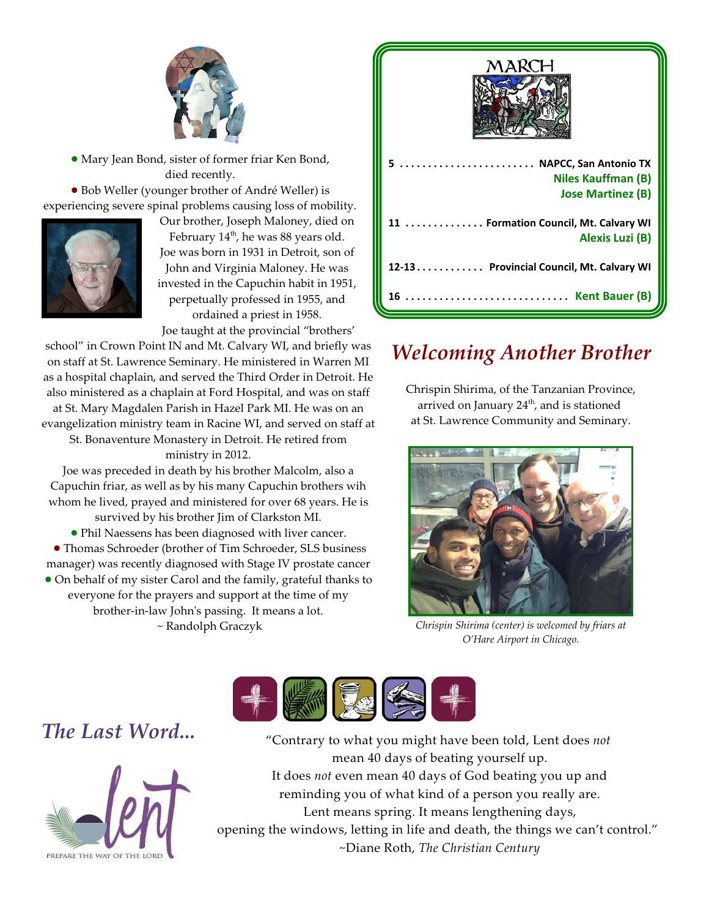● Mary Jean Bond, sister of former friar Ken Bond, died recently.

● Bob Weller (younger brother of André Weller) is experiencing severe spinal problems causing loss of mobility.

Our brother, Joseph Maloney, died on February 14th, he was 88 years old. Joe was born in 1931 in Detroit, son of John and Virginia Maloney. He was invested in the Capuchin habit in 1951, perpetually professed in 1955, and ordained a priest in 1958.

Joe taught at the provincial "brothers' school" in Crown Point IN and Mt. Calvary WI, and briefly was on staff at St. Lawrence Seminary. He ministered in Warren MI as a hospital chaplain, and served the Third Order in Detroit. He also ministered as a chaplain at Ford Hospital, and was on staff at St. Mary Magdalen Parish in Hazel Park MI. He was on an evangelization ministry team in Racine WI, and served on staff at St. Bonaventure Monastery in Detroit. He retired from ministry in 2012.

Joe was preceded in death by his brother Malcolm, also a Capuchin friar, as well as by his many Capuchin brothers wih whom he lived, prayed and ministered for over 68 years. He is survived by his brother Jim of Clarkston MI.

● Phil Naessens has been diagnosed with liver cancer.

● Thomas Schroeder (brother of Tim Schroeder, SLS business manager) was recently diagnosed with Stage IV prostate cancer

● On behalf of my sister Carol and the family, grateful thanks to everyone for the prayers and support at the time of my brother-in-law John's passing. It means a lot.
~ Randolph Graczyk

## MARCH

**5** ........................ **NAPCC, San Antonio TX**
**Niles Kauffman (B)**
**Jose Martinez (B)**

**11** .............. **Formation Council, Mt. Calvary WI**
**Alexis Luzi (B)**

**12-13**............ **Provincial Council, Mt. Calvary WI**

**16** ............................. **Kent Bauer (B)**

## *Welcoming Another Brother*

Chrispin Shirima, of the Tanzanian Province, arrived on January 24th, and is stationed at St. Lawrence Community and Seminary.

*Chrispin Shirima (center) is welcomed by friars at O'Hare Airport in Chicago.*

## *The Last Word...*

"Contrary to what you might have been told, Lent does *not* mean 40 days of beating yourself up.
It does *not* even mean 40 days of God beating you up and reminding you of what kind of a person you really are.
Lent means spring. It means lengthening days, opening the windows, letting in life and death, the things we can't control."
~Diane Roth, *The Christian Century*

PREPARE THE WAY OF THE LORD